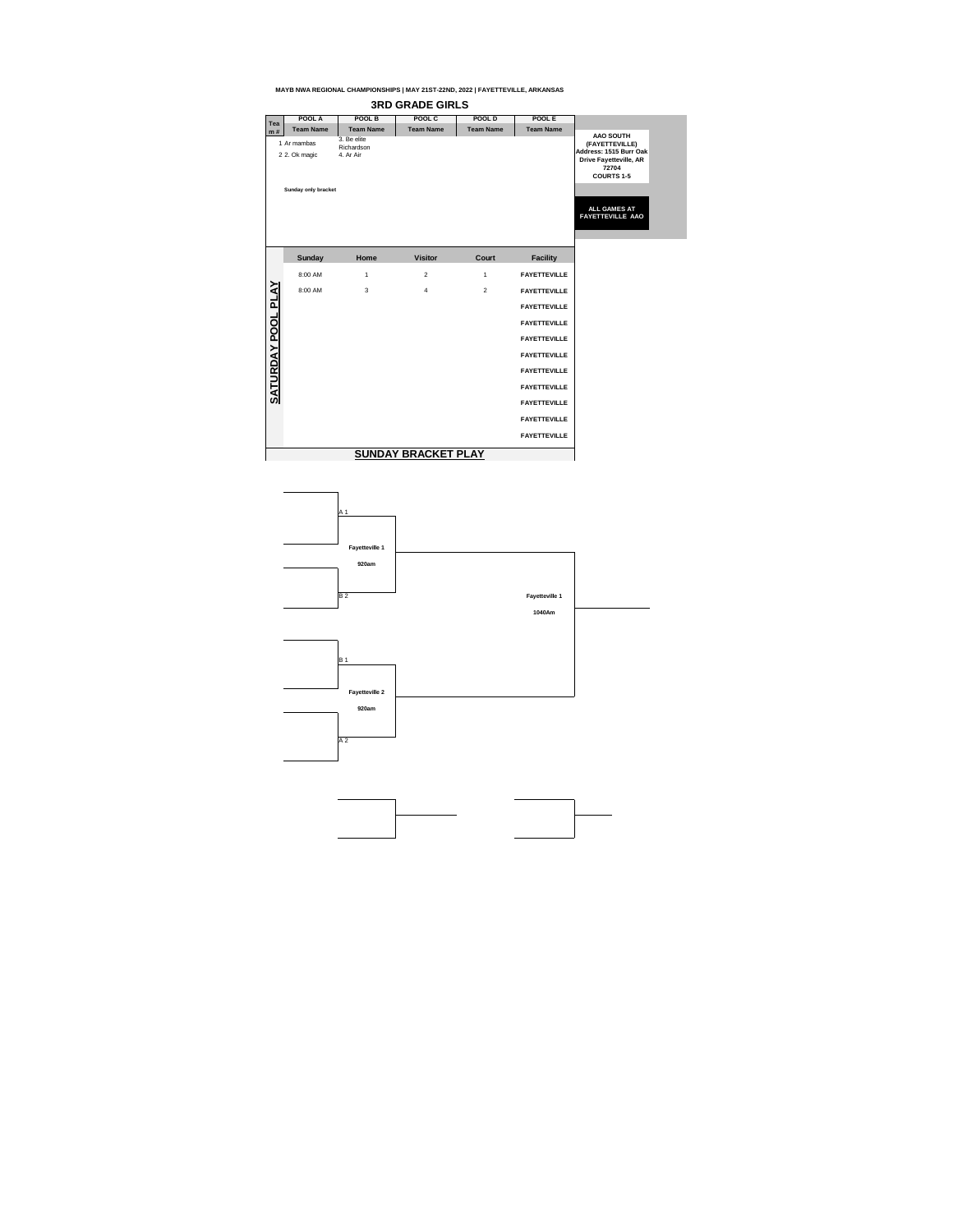MAYB NWA REGIONAL CHAMPIONSHIPS | MAY 21ST-22ND, 2022 | FAYETTEVILLE, ARKANSAS

## 3RD GRADE GIRLS

| Team # | POOL A | POOL B | POOL C | POOL D | POOL E |
|---|---|---|---|---|---|
| | Team Name | Team Name | Team Name | Team Name | Team Name |
| 1 | Ar mambas | 3. Be elite Richardson | | | |
| 2 | 2. Ok magic | 4. Ar Air | | | |

Sunday only bracket

**AAO SOUTH (FAYETTEVILLE)**
**Address: 1515 Burr Oak Drive Fayetteville, AR 72704**
**COURTS 1-5**

**ALL GAMES AT FAYETTEVILLE AAO**

**SATURDAY POOL PLAY**

| Sunday | Home | Visitor | Court | Facility |
|---|---|---|---|---|
| 8:00 AM | 1 | 2 | 1 | FAYETTEVILLE |
| 8:00 AM | 3 | 4 | 2 | FAYETTEVILLE |
| | | | | FAYETTEVILLE |
| | | | | FAYETTEVILLE |
| | | | | FAYETTEVILLE |
| | | | | FAYETTEVILLE |
| | | | | FAYETTEVILLE |
| | | | | FAYETTEVILLE |
| | | | | FAYETTEVILLE |
| | | | | FAYETTEVILLE |
| | | | | FAYETTEVILLE |

## SUNDAY BRACKET PLAY

A 1

Fayetteville 1

920am

B 2

Fayetteville 1

1040Am

B 1

Fayetteville 2

920am

A 2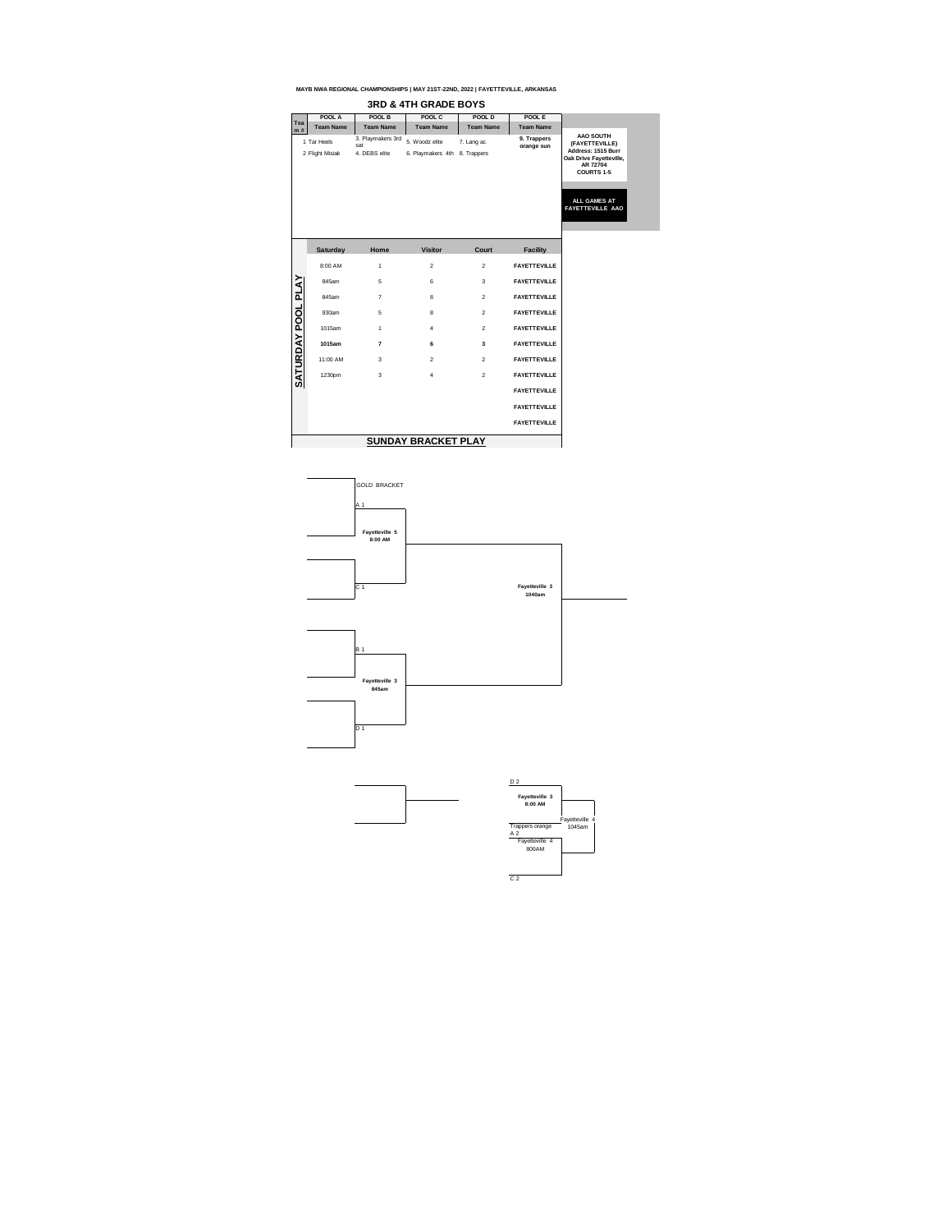MAYB NWA REGIONAL CHAMPIONSHIPS | MAY 21ST-22ND, 2022 | FAYETTEVILLE, ARKANSAS

## 3RD & 4TH GRADE BOYS

| Team # | POOL A | POOL B | POOL C | POOL D | POOL E |
|---|---|---|---|---|---|
| | Team Name | Team Name | Team Name | Team Name | Team Name |
| | 1 Tar Heels | 3. Playmakers 3rd sat | 5. Woodz elite | 7. Lang ac | **9. Trappers orange sun** |
| | 2 Flight Misiak | 4. DEBS elite | 6. Playmakers 4th | 8. Trappers | |

**AAO SOUTH (FAYETTEVILLE)**
**Address: 1515 Burr Oak Drive Fayetteville, AR 72704**
**COURTS 1-5**

**ALL GAMES AT FAYETTEVILLE AAO**

### SATURDAY POOL PLAY

| Saturday | Home | Visitor | Court | Facility |
|---|---|---|---|---|
| 8:00 AM | 1 | 2 | 2 | FAYETTEVILLE |
| 845am | 5 | 6 | 3 | FAYETTEVILLE |
| 845am | 7 | 8 | 2 | FAYETTEVILLE |
| 930am | 5 | 8 | 2 | FAYETTEVILLE |
| 1015am | 1 | 4 | 2 | FAYETTEVILLE |
| **1015am** | **7** | **6** | **3** | **FAYETTEVILLE** |
| 11:00 AM | 3 | 2 | 2 | FAYETTEVILLE |
| 1230pm | 3 | 4 | 2 | FAYETTEVILLE |
| | | | | FAYETTEVILLE |
| | | | | FAYETTEVILLE |
| | | | | FAYETTEVILLE |

### SUNDAY BRACKET PLAY

GOLD BRACKET

A 1

**Fayetteville 5**
**8:00 AM**

C 1

**Fayetteville 3**
**1040am**

B 1

**Fayetteville 3**
**845am**

D 1

D 2

**Fayetteville 3**
**8:00 AM**

Fayetteville 4
1045am

Trappers orange
A 2

Fayetteville 4
800AM

C 2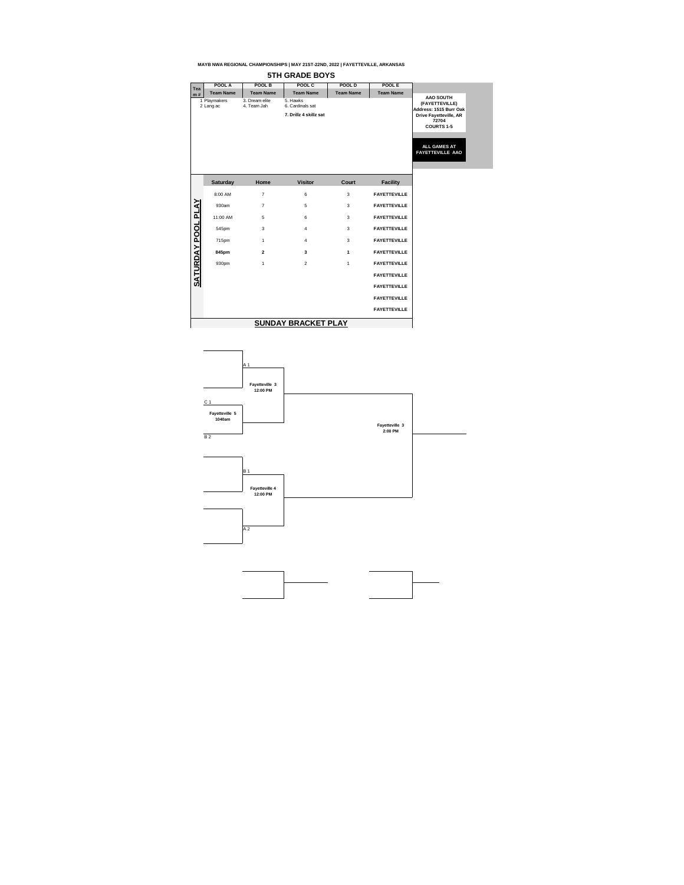MAYB NWA REGIONAL CHAMPIONSHIPS | MAY 21ST-22ND, 2022 | FAYETTEVILLE, ARKANSAS

## 5TH GRADE BOYS

| Team # | POOL A | POOL B | POOL C | POOL D | POOL E |
|---|---|---|---|---|---|
| | Team Name | Team Name | Team Name | Team Name | Team Name |
| | 1 Playmakers | 3. Dream elite | 5. Hawks | | |
| | 2 Lang ac | 4. Team Jah | 6. Cardinals sat | | |
| | | | **7. Drillz 4 skillz sat** | | |

**AAO SOUTH (FAYETTEVILLE)**
**Address: 1515 Burr Oak Drive Fayetteville, AR 72704**
**COURTS 1-5**

**ALL GAMES AT FAYETTEVILLE AAO**

### SATURDAY POOL PLAY

| Saturday | Home | Visitor | Court | Facility |
|---|---|---|---|---|
| 8:00 AM | 7 | 6 | 3 | FAYETTEVILLE |
| 930am | 7 | 5 | 3 | FAYETTEVILLE |
| 11:00 AM | 5 | 6 | 3 | FAYETTEVILLE |
| 545pm | 3 | 4 | 3 | FAYETTEVILLE |
| 715pm | 1 | 4 | 3 | FAYETTEVILLE |
| **845pm** | **2** | **3** | **1** | FAYETTEVILLE |
| 930pm | 1 | 2 | 1 | FAYETTEVILLE |
| | | | | FAYETTEVILLE |
| | | | | FAYETTEVILLE |
| | | | | FAYETTEVILLE |
| | | | | FAYETTEVILLE |

## SUNDAY BRACKET PLAY

A 1

**Fayetteville 3**
**12:00 PM**

C 1

**Fayetteville 5**
**1040am**

B 2

**Fayetteville 3**
**2:00 PM**

B 1

**Fayetteville 4**
**12:00 PM**

A 2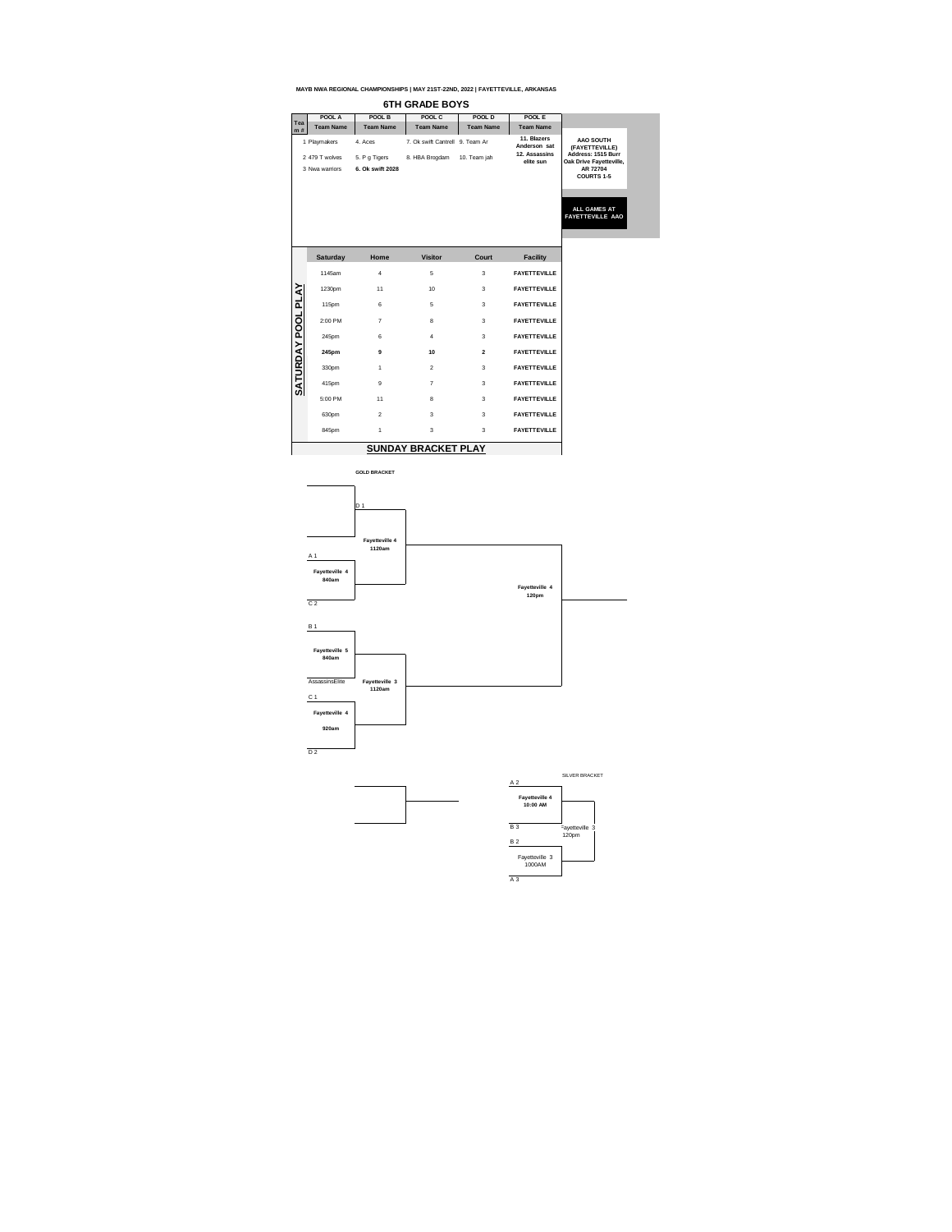MAYB NWA REGIONAL CHAMPIONSHIPS | MAY 21ST-22ND, 2022 | FAYETTEVILLE, ARKANSAS

## 6TH GRADE BOYS

| Team # | POOL A Team Name | POOL B Team Name | POOL C Team Name | POOL D Team Name | POOL E Team Name |
|---|---|---|---|---|---|
| | 1 Playmakers | 4. Aces | 7. Ok swift Cantrell | 9. Team Ar | 11. Blazers Anderson sat |
| | 2 479 T wolves | 5. P g Tigers | 8. HBA Brogdam | 10. Team jah | 12. Assassins elite sun |
| | 3 Nwa warriors | **6. Ok swift 2028** | | | |

**AAO SOUTH (FAYETTEVILLE)**
**Address: 1515 Burr Oak Drive Fayetteville, AR 72704**
**COURTS 1-5**

**ALL GAMES AT FAYETTEVILLE AAO**

### SATURDAY POOL PLAY

| Saturday | Home | Visitor | Court | Facility |
|---|---|---|---|---|
| 1145am | 4 | 5 | 3 | FAYETTEVILLE |
| 1230pm | 11 | 10 | 3 | FAYETTEVILLE |
| 115pm | 6 | 5 | 3 | FAYETTEVILLE |
| 2:00 PM | 7 | 8 | 3 | FAYETTEVILLE |
| 245pm | 6 | 4 | 3 | FAYETTEVILLE |
| **245pm** | **9** | **10** | **2** | **FAYETTEVILLE** |
| 330pm | 1 | 2 | 3 | FAYETTEVILLE |
| 415pm | 9 | 7 | 3 | FAYETTEVILLE |
| 5:00 PM | 11 | 8 | 3 | FAYETTEVILLE |
| 630pm | 2 | 3 | 3 | FAYETTEVILLE |
| 845pm | 1 | 3 | 3 | FAYETTEVILLE |

### SUNDAY BRACKET PLAY

**GOLD BRACKET**

D 1

**Fayetteville 4**
**1120am**

A 1

**Fayetteville 4**
**840am**

C 2

**Fayetteville 4**
**120pm**

B 1

**Fayetteville 5**
**840am**

AssassinsElite

**Fayetteville 3**
**1120am**

C 1

**Fayetteville 4**
**920am**

D 2

SILVER BRACKET

A 2

**Fayetteville 4**
**10:00 AM**

B 3

Fayetteville 3
120pm

B 2

Fayetteville 3
1000AM

A 3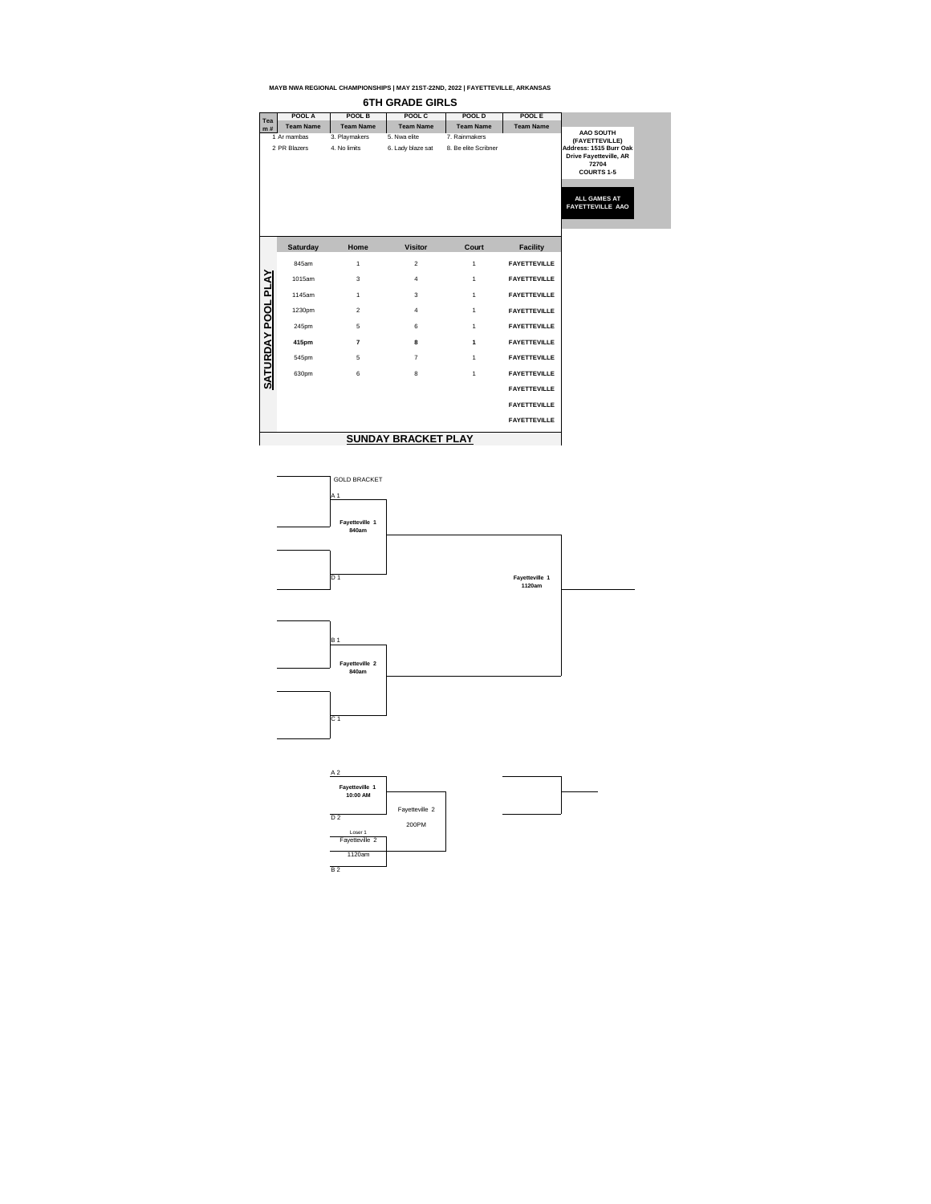MAYB NWA REGIONAL CHAMPIONSHIPS | MAY 21ST-22ND, 2022 | FAYETTEVILLE, ARKANSAS

## 6TH GRADE GIRLS

| Team # | POOL A Team Name | POOL B Team Name | POOL C Team Name | POOL D Team Name | POOL E Team Name |
|---|---|---|---|---|---|
| | 1 Ar mambas | 3. Playmakers | 5. Nwa elite | 7. Rainmakers | |
| | 2 PR Blazers | 4. No limits | 6. Lady blaze sat | 8. Be elite Scribner | |

**AAO SOUTH (FAYETTEVILLE)**
**Address: 1515 Burr Oak Drive Fayetteville, AR 72704**
**COURTS 1-5**

**ALL GAMES AT FAYETTEVILLE AAO**

**SATURDAY POOL PLAY**

| Saturday | Home | Visitor | Court | Facility |
|---|---|---|---|---|
| 845am | 1 | 2 | 1 | FAYETTEVILLE |
| 1015am | 3 | 4 | 1 | FAYETTEVILLE |
| 1145am | 1 | 3 | 1 | FAYETTEVILLE |
| 1230pm | 2 | 4 | 1 | FAYETTEVILLE |
| 245pm | 5 | 6 | 1 | FAYETTEVILLE |
| **415pm** | **7** | **8** | **1** | **FAYETTEVILLE** |
| 545pm | 5 | 7 | 1 | FAYETTEVILLE |
| 630pm | 6 | 8 | 1 | FAYETTEVILLE |
| | | | | FAYETTEVILLE |
| | | | | FAYETTEVILLE |
| | | | | FAYETTEVILLE |

## SUNDAY BRACKET PLAY

GOLD BRACKET

A 1

**Fayetteville 1**
**840am**

D 1

**Fayetteville 1**
**1120am**

B 1

**Fayetteville 2**
**840am**

C 1

A 2

**Fayetteville 1**
**10:00 AM**

D 2

Fayetteville 2

200PM

Loser 1

Fayetteville 2

1120am

B 2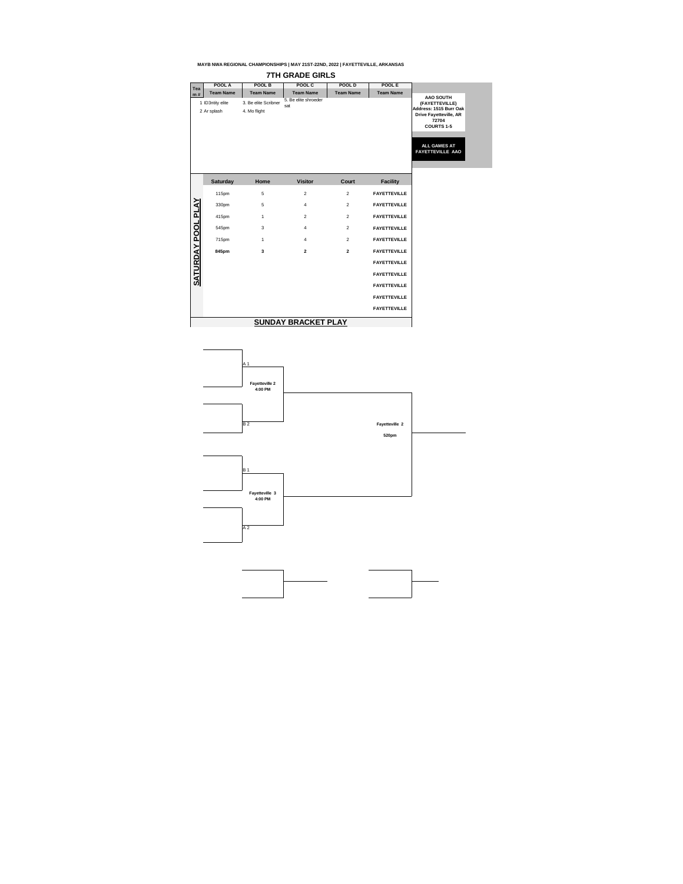MAYB NWA REGIONAL CHAMPIONSHIPS | MAY 21ST-22ND, 2022 | FAYETTEVILLE, ARKANSAS

## 7TH GRADE GIRLS

| Team # | POOL A Team Name | POOL B Team Name | POOL C Team Name | POOL D Team Name | POOL E Team Name |
|---|---|---|---|---|---|
| | 1 ID3ntity elite | 3. Be elite Scribner | 5. Be elite shroeder sat | | |
| | 2 Ar splash | 4. Mo flight | | | |

**AAO SOUTH (FAYETTEVILLE)**
**Address: 1515 Burr Oak Drive Fayetteville, AR 72704**
**COURTS 1-5**

**ALL GAMES AT FAYETTEVILLE AAO**

### SATURDAY POOL PLAY

| Saturday | Home | Visitor | Court | Facility |
|---|---|---|---|---|
| 115pm | 5 | 2 | 2 | FAYETTEVILLE |
| 330pm | 5 | 4 | 2 | FAYETTEVILLE |
| 415pm | 1 | 2 | 2 | FAYETTEVILLE |
| 545pm | 3 | 4 | 2 | FAYETTEVILLE |
| 715pm | 1 | 4 | 2 | FAYETTEVILLE |
| **845pm** | **3** | **2** | **2** | FAYETTEVILLE |
| | | | | FAYETTEVILLE |
| | | | | FAYETTEVILLE |
| | | | | FAYETTEVILLE |
| | | | | FAYETTEVILLE |
| | | | | FAYETTEVILLE |

### SUNDAY BRACKET PLAY

A 1

**Fayetteville 2**
**4:00 PM**

B 2

**Fayetteville 2**

**520pm**

B 1

**Fayetteville 3**
**4:00 PM**

A 2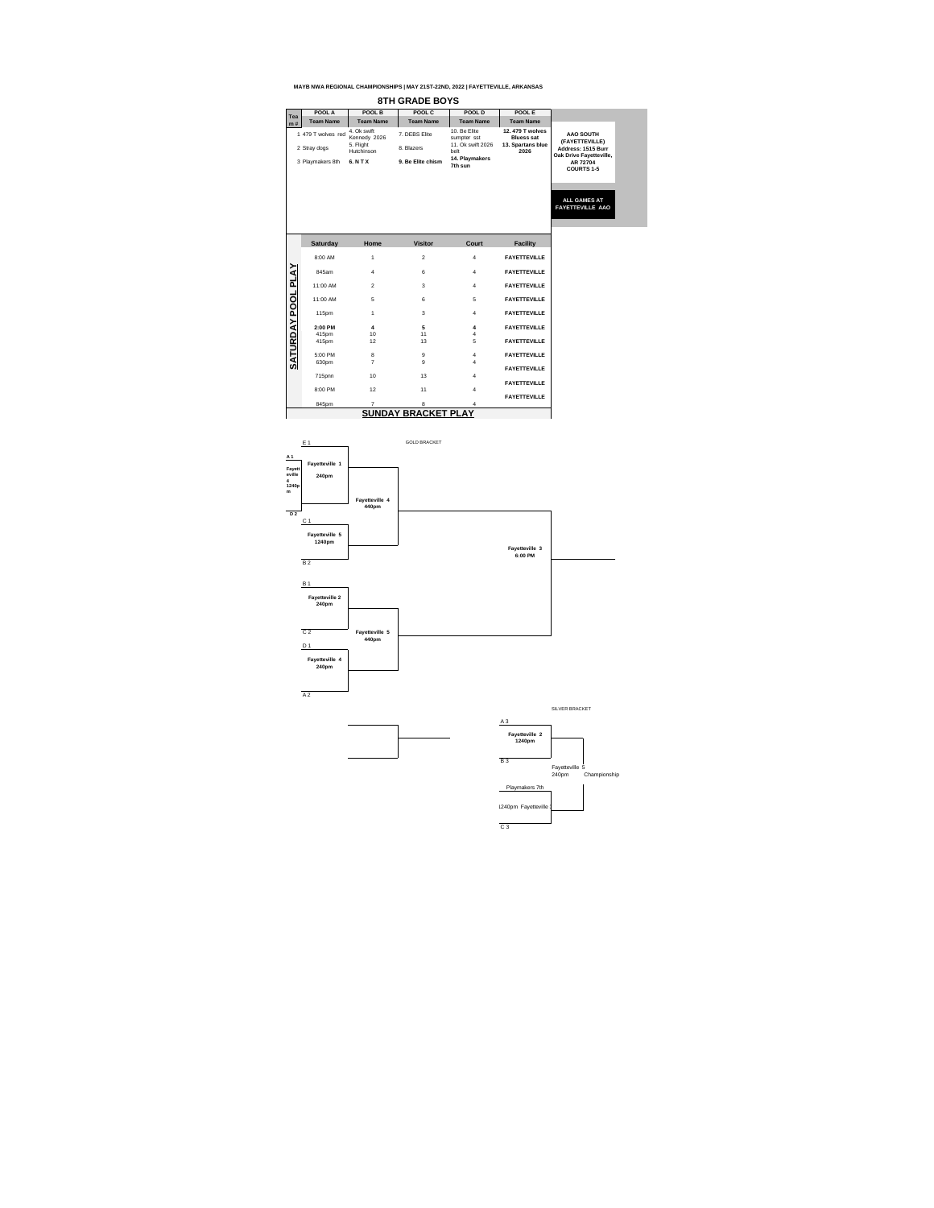MAYB NWA REGIONAL CHAMPIONSHIPS | MAY 21ST-22ND, 2022 | FAYETTEVILLE, ARKANSAS

## 8TH GRADE BOYS

| Team # | POOL A | POOL B | POOL C | POOL D | POOL E |
|---|---|---|---|---|---|
| | Team Name | Team Name | Team Name | Team Name | Team Name |
| | 1 479 T wolves red | 4. Ok swift Kennedy 2026 | 7. DEBS Elite | 10. Be Elite sumpter sst | 12. 479 T wolves Bluess sat |
| | 2 Stray dogs | 5. Flight Hutchinson | 8. Blazers | 11. Ok swift 2026 belt | 13. Spartans blue 2026 |
| | 3 Playmakers 8th | 6. N T X | 9. Be Elite chism | 14. Playmakers 7th sun | |

**AAO SOUTH (FAYETTEVILLE)**
**Address: 1515 Burr Oak Drive Fayetteville, AR 72704**
**COURTS 1-5**

**ALL GAMES AT FAYETTEVILLE AAO**

### SATURDAY POOL PLAY

| Saturday | Home | Visitor | Court | Facility |
|---|---|---|---|---|
| 8:00 AM | 1 | 2 | 4 | FAYETTEVILLE |
| 845am | 4 | 6 | 4 | FAYETTEVILLE |
| 11:00 AM | 2 | 3 | 4 | FAYETTEVILLE |
| 11:00 AM | 5 | 6 | 5 | FAYETTEVILLE |
| 115pm | 1 | 3 | 4 | FAYETTEVILLE |
| **2:00 PM** | **4** | **5** | **4** | FAYETTEVILLE |
| 415pm | 10 | 11 | 4 | |
| 415pm | 12 | 13 | 5 | FAYETTEVILLE |
| 5:00 PM | 8 | 9 | 4 | FAYETTEVILLE |
| 630pm | 7 | 9 | 4 | |
| | | | | FAYETTEVILLE |
| 715pm | 10 | 13 | 4 | |
| | | | | FAYETTEVILLE |
| 8:00 PM | 12 | 11 | 4 | |
| | | | | FAYETTEVILLE |
| 845pm | 7 | 8 | 4 | |

### SUNDAY BRACKET PLAY

GOLD BRACKET

E 1

A 1

Fayetteville 4 1240pm

Fayetteville 1
240pm

D 2

Fayetteville 4
440pm

C 1

Fayetteville 5
1240pm

Fayetteville 3
6:00 PM

B 2

B 1

Fayetteville 2
240pm

C 2

Fayetteville 5
440pm

D 1

Fayetteville 4
240pm

A 2

SILVER BRACKET

A 3

Fayetteville 2
1240pm

B 3

Fayetteville 5
240pm

Championship

Playmakers 7th

1240pm Fayetteville

C 3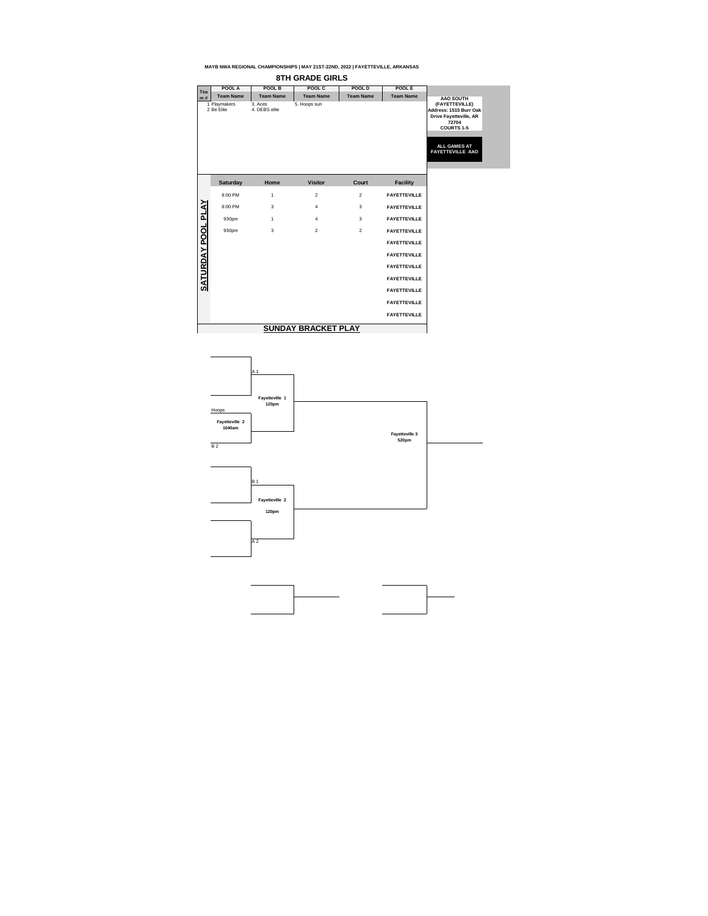MAYB NWA REGIONAL CHAMPIONSHIPS | MAY 21ST-22ND, 2022 | FAYETTEVILLE, ARKANSAS

## 8TH GRADE GIRLS

| Team # | POOL A | POOL B | POOL C | POOL D | POOL E |
|---|---|---|---|---|---|
| | Team Name | Team Name | Team Name | Team Name | Team Name |
| | 1 Playmakers | 3. Aces | 5. Hoops sun | | |
| | 2 Be Elite | 4. DEBS elite | | | |

**AAO SOUTH (FAYETTEVILLE)**
**Address: 1515 Burr Oak Drive Fayetteville, AR 72704**
**COURTS 1-5**

**ALL GAMES AT FAYETTEVILLE AAO**

### SATURDAY POOL PLAY

| Saturday | Home | Visitor | Court | Facility |
|---|---|---|---|---|
| 8:00 PM | 1 | 2 | 2 | FAYETTEVILLE |
| 8:00 PM | 3 | 4 | 3 | FAYETTEVILLE |
| 930pm | 1 | 4 | 3 | FAYETTEVILLE |
| 930pm | 3 | 2 | 2 | FAYETTEVILLE |
| | | | | FAYETTEVILLE |
| | | | | FAYETTEVILLE |
| | | | | FAYETTEVILLE |
| | | | | FAYETTEVILLE |
| | | | | FAYETTEVILLE |
| | | | | FAYETTEVILLE |
| | | | | FAYETTEVILLE |

## SUNDAY BRACKET PLAY

A 1

**Fayetteville 1**
**120pm**

Hoops

**Fayetteville 2**
**1040am**

B 2

**Fayetteville 3**
**520pm**

B 1

**Fayetteville 2**

**120pm**

A 2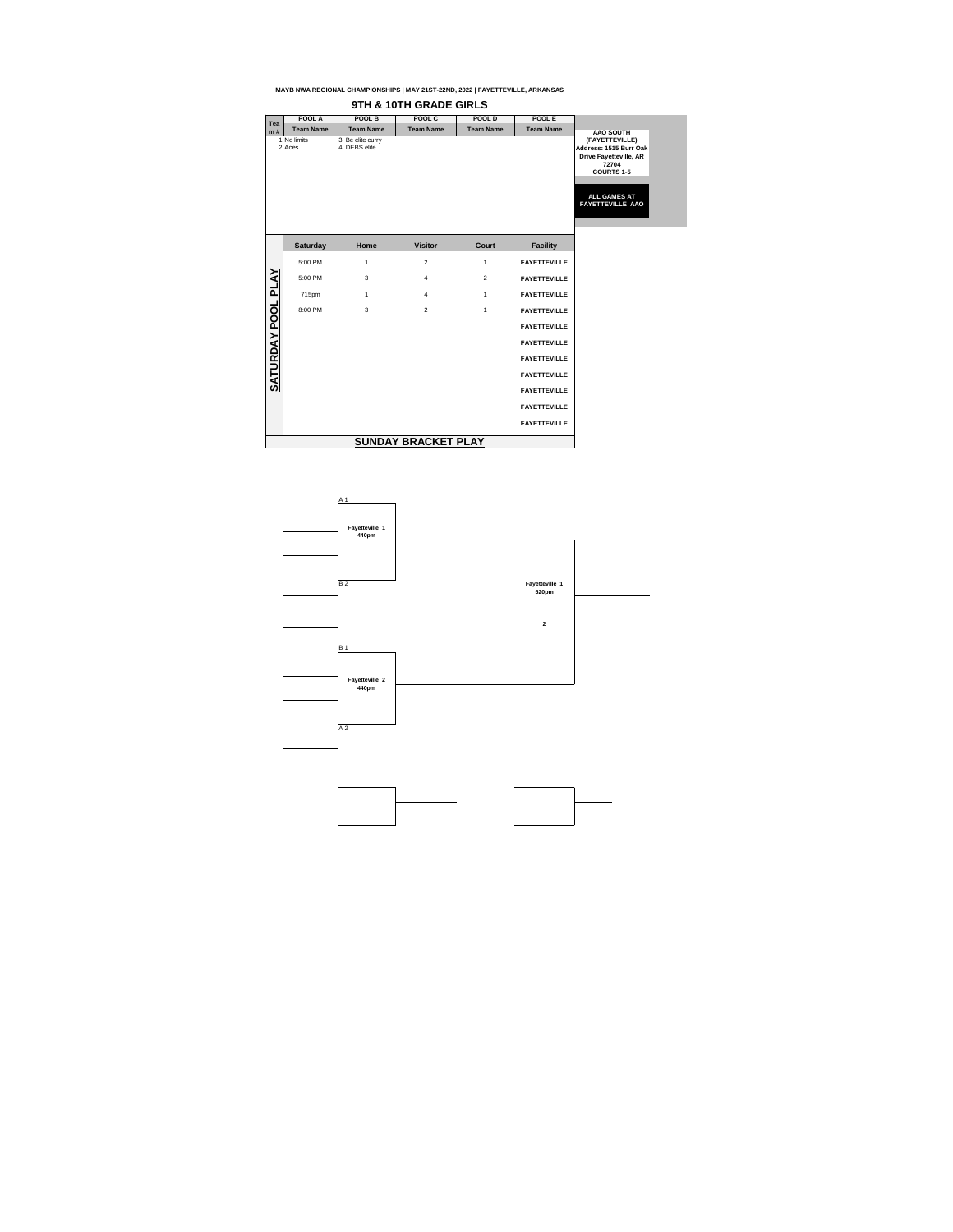MAYB NWA REGIONAL CHAMPIONSHIPS | MAY 21ST-22ND, 2022 | FAYETTEVILLE, ARKANSAS

## 9TH & 10TH GRADE GIRLS

| Team # | POOL A | POOL B | POOL C | POOL D | POOL E |
|---|---|---|---|---|---|
| | Team Name | Team Name | Team Name | Team Name | Team Name |
| | 1 No limits | 3. Be elite curry | | | |
| | 2 Aces | 4. DEBS elite | | | |

**AAO SOUTH (FAYETTEVILLE)**
**Address: 1515 Burr Oak Drive Fayetteville, AR 72704**
**COURTS 1-5**

**ALL GAMES AT FAYETTEVILLE AAO**

### SATURDAY POOL PLAY

| Saturday | Home | Visitor | Court | Facility |
|---|---|---|---|---|
| 5:00 PM | 1 | 2 | 1 | FAYETTEVILLE |
| 5:00 PM | 3 | 4 | 2 | FAYETTEVILLE |
| 715pm | 1 | 4 | 1 | FAYETTEVILLE |
| 8:00 PM | 3 | 2 | 1 | FAYETTEVILLE |
| | | | | FAYETTEVILLE |
| | | | | FAYETTEVILLE |
| | | | | FAYETTEVILLE |
| | | | | FAYETTEVILLE |
| | | | | FAYETTEVILLE |
| | | | | FAYETTEVILLE |
| | | | | FAYETTEVILLE |

### SUNDAY BRACKET PLAY

A 1

Fayetteville 1
440pm

B 2

Fayetteville 1
520pm

2

B 1

Fayetteville 2
440pm

A 2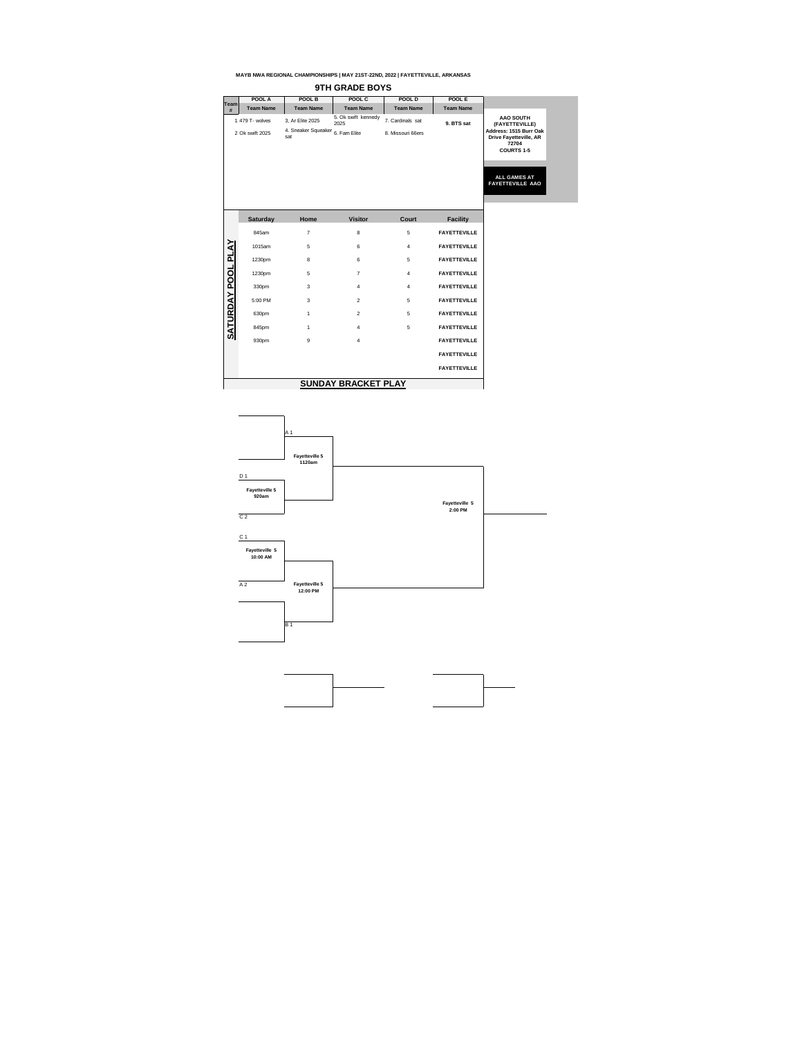MAYB NWA REGIONAL CHAMPIONSHIPS | MAY 21ST-22ND, 2022 | FAYETTEVILLE, ARKANSAS

## 9TH GRADE BOYS

| Team # | POOL A | POOL B | POOL C | POOL D | POOL E |
|---|---|---|---|---|---|
| | Team Name | Team Name | Team Name | Team Name | Team Name |
| | 1 479 T- wolves | 3, Ar Elite 2025 | 5. Ok swift kennedy 2025 | 7. Cardinals sat | 9. BTS sat |
| | 2 Ok swift 2025 | 4. Sneaker Squeaker sat | 6. Fam Elite | 8. Missouri 66ers | |

**AAO SOUTH (FAYETTEVILLE)**
**Address: 1515 Burr Oak Drive Fayetteville, AR 72704**
**COURTS 1-5**

**ALL GAMES AT FAYETTEVILLE AAO**

**SATURDAY POOL PLAY**

| Saturday | Home | Visitor | Court | Facility |
|---|---|---|---|---|
| 845am | 7 | 8 | 5 | FAYETTEVILLE |
| 1015am | 5 | 6 | 4 | FAYETTEVILLE |
| 1230pm | 8 | 6 | 5 | FAYETTEVILLE |
| 1230pm | 5 | 7 | 4 | FAYETTEVILLE |
| 330pm | 3 | 4 | 4 | FAYETTEVILLE |
| 5:00 PM | 3 | 2 | 5 | FAYETTEVILLE |
| 630pm | 1 | 2 | 5 | FAYETTEVILLE |
| 845pm | 1 | 4 | 5 | FAYETTEVILLE |
| 930pm | 9 | 4 | | FAYETTEVILLE |
| | | | | FAYETTEVILLE |
| | | | | FAYETTEVILLE |

## SUNDAY BRACKET PLAY

A 1

Fayetteville 5
1120am

D 1

Fayetteville 5
920am

C 2

Fayetteville 5
2:00 PM

C 1

Fayetteville 5
10:00 AM

A 2

Fayetteville 5
12:00 PM

B 1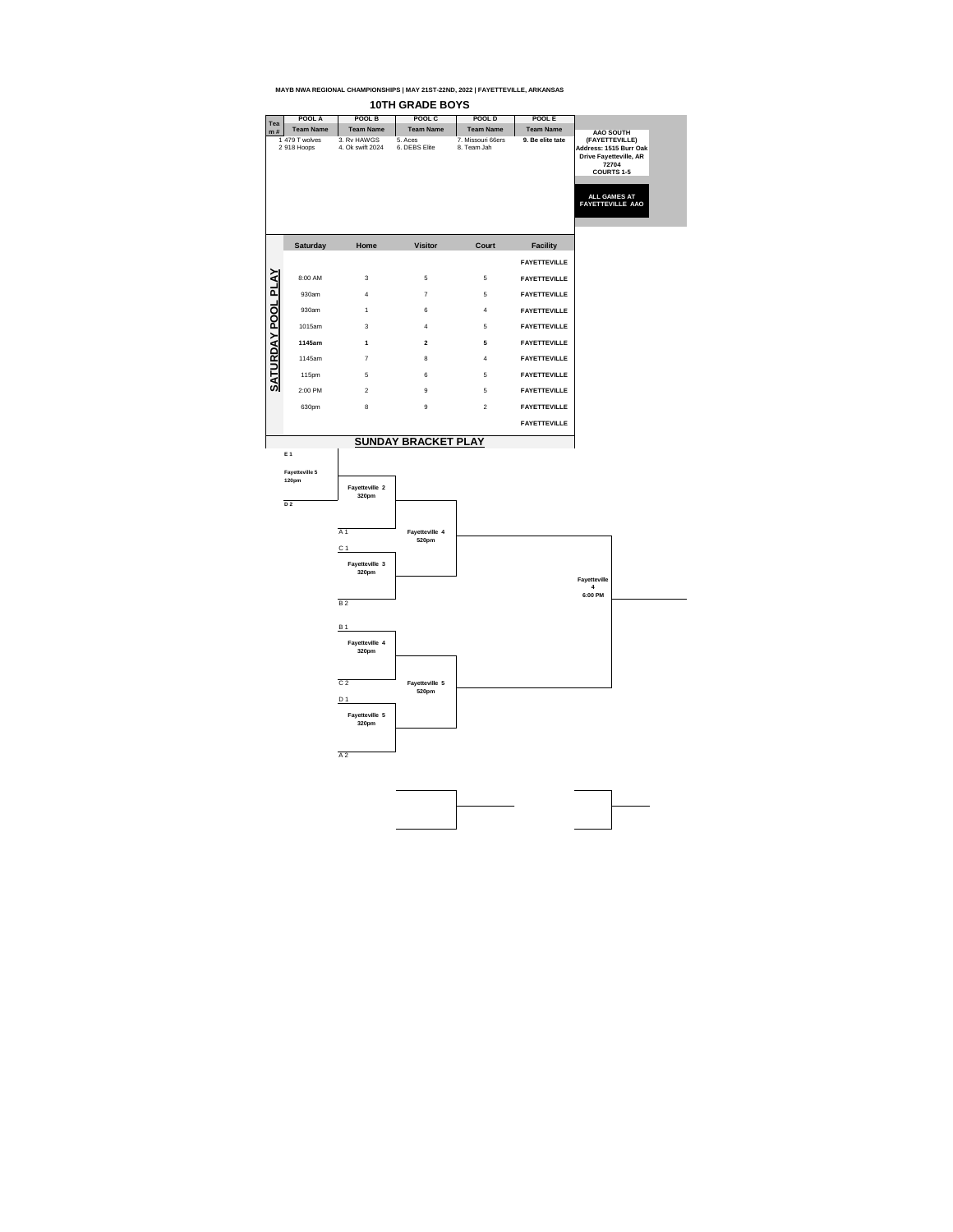MAYB NWA REGIONAL CHAMPIONSHIPS | MAY 21ST-22ND, 2022 | FAYETTEVILLE, ARKANSAS

## 10TH GRADE BOYS

| Team # | POOL A Team Name | POOL B Team Name | POOL C Team Name | POOL D Team Name | POOL E Team Name |
|---|---|---|---|---|---|
| | 1 479 T wolves | 3. Rv HAWGS | 5. Aces | 7. Missouri 66ers | **9. Be elite tate** |
| | 2 918 Hoops | 4. Ok swift 2024 | 6. DEBS Elite | 8. Team Jah | |

**AAO SOUTH (FAYETTEVILLE)**
**Address: 1515 Burr Oak Drive Fayetteville, AR 72704**
**COURTS 1-5**

**ALL GAMES AT FAYETTEVILLE AAO**

### SATURDAY POOL PLAY

| Saturday | Home | Visitor | Court | Facility |
|---|---|---|---|---|
| | | | | FAYETTEVILLE |
| 8:00 AM | 3 | 5 | 5 | FAYETTEVILLE |
| 930am | 4 | 7 | 5 | FAYETTEVILLE |
| 930am | 1 | 6 | 4 | FAYETTEVILLE |
| 1015am | 3 | 4 | 5 | FAYETTEVILLE |
| **1145am** | **1** | **2** | **5** | FAYETTEVILLE |
| 1145am | 7 | 8 | 4 | FAYETTEVILLE |
| 115pm | 5 | 6 | 5 | FAYETTEVILLE |
| 2:00 PM | 2 | 9 | 5 | FAYETTEVILLE |
| 630pm | 8 | 9 | 2 | FAYETTEVILLE |
| | | | | FAYETTEVILLE |

### SUNDAY BRACKET PLAY

E 1

Fayetteville 5
120pm

D 2

Fayetteville 2
320pm

A 1

C 1

Fayetteville 3
320pm

B 2

Fayetteville 4
520pm

B 1

Fayetteville 4
320pm

C 2

D 1

Fayetteville 5
320pm

A 2

Fayetteville 5
520pm

Fayetteville 4
6:00 PM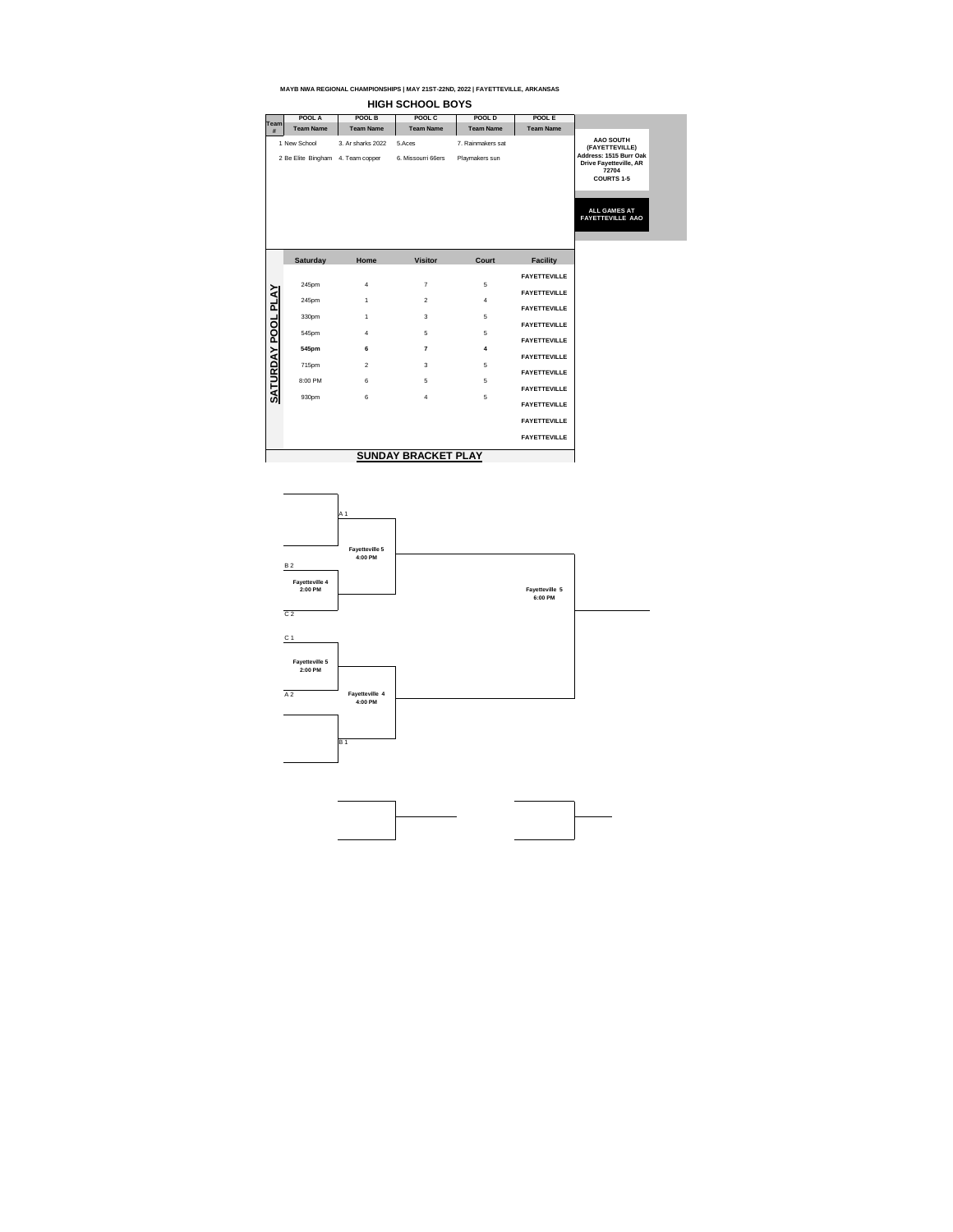MAYB NWA REGIONAL CHAMPIONSHIPS | MAY 21ST-22ND, 2022 | FAYETTEVILLE, ARKANSAS

## HIGH SCHOOL BOYS

| Team # | POOL A | POOL B | POOL C | POOL D | POOL E |
|---|---|---|---|---|---|
| | Team Name | Team Name | Team Name | Team Name | Team Name |
| | 1 New School | 3. Ar sharks 2022 | 5.Aces | 7. Rainmakers sat | |
| | 2 Be Elite Bingham | 4. Team copper | 6. Missouri 66ers | Playmakers sun | |

**AAO SOUTH (FAYETTEVILLE)**
**Address: 1515 Burr Oak Drive Fayetteville, AR 72704**
**COURTS 1-5**

**ALL GAMES AT FAYETTEVILLE AAO**

### SATURDAY POOL PLAY

| Saturday | Home | Visitor | Court | Facility |
|---|---|---|---|---|
| | | | | FAYETTEVILLE |
| 245pm | 4 | 7 | 5 | FAYETTEVILLE |
| 245pm | 1 | 2 | 4 | FAYETTEVILLE |
| 330pm | 1 | 3 | 5 | FAYETTEVILLE |
| 545pm | 4 | 5 | 5 | FAYETTEVILLE |
| **545pm** | **6** | **7** | **4** | FAYETTEVILLE |
| 715pm | 2 | 3 | 5 | FAYETTEVILLE |
| 8:00 PM | 6 | 5 | 5 | FAYETTEVILLE |
| 930pm | 6 | 4 | 5 | FAYETTEVILLE |
| | | | | FAYETTEVILLE |
| | | | | FAYETTEVILLE |

### SUNDAY BRACKET PLAY

A 1

Fayetteville 5
4:00 PM

B 2

Fayetteville 4
2:00 PM

C 2

Fayetteville 5
6:00 PM

C 1

Fayetteville 5
2:00 PM

A 2

Fayetteville 4
4:00 PM

B 1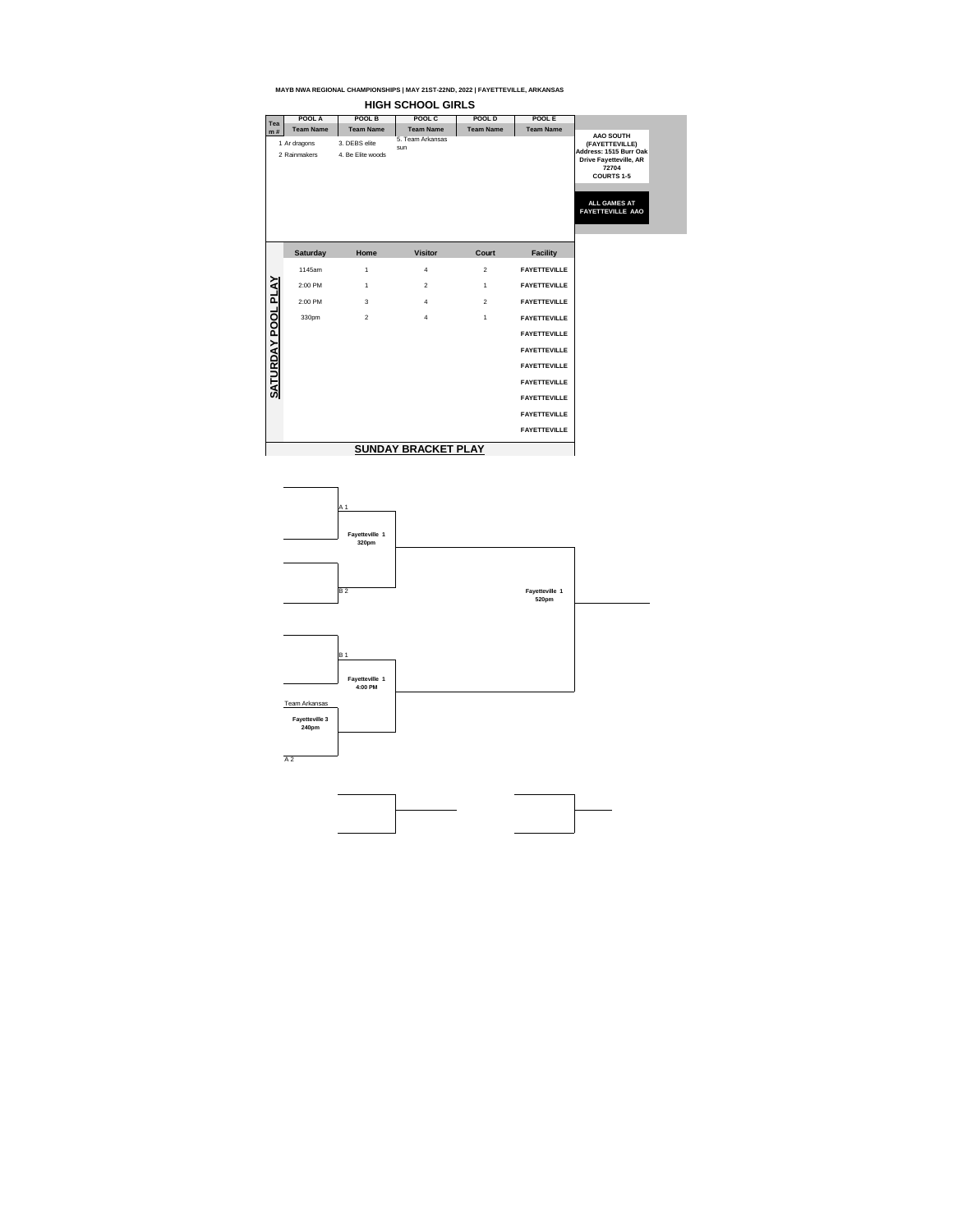MAYB NWA REGIONAL CHAMPIONSHIPS | MAY 21ST-22ND, 2022 | FAYETTEVILLE, ARKANSAS

## HIGH SCHOOL GIRLS

| Team # | POOL A | POOL B | POOL C | POOL D | POOL E |
|---|---|---|---|---|---|
| | Team Name | Team Name | Team Name | Team Name | Team Name |
| | 1 Ar dragons | 3. DEBS elite | 5. Team Arkansas sun | | |
| | 2 Rainmakers | 4. Be Elite woods | | | |

**AAO SOUTH (FAYETTEVILLE)**
**Address: 1515 Burr Oak Drive Fayetteville, AR 72704**
**COURTS 1-5**

**ALL GAMES AT FAYETTEVILLE AAO**

### SATURDAY POOL PLAY

| Saturday | Home | Visitor | Court | Facility |
|---|---|---|---|---|
| 1145am | 1 | 4 | 2 | FAYETTEVILLE |
| 2:00 PM | 1 | 2 | 1 | FAYETTEVILLE |
| 2:00 PM | 3 | 4 | 2 | FAYETTEVILLE |
| 330pm | 2 | 4 | 1 | FAYETTEVILLE |
| | | | | FAYETTEVILLE |
| | | | | FAYETTEVILLE |
| | | | | FAYETTEVILLE |
| | | | | FAYETTEVILLE |
| | | | | FAYETTEVILLE |
| | | | | FAYETTEVILLE |
| | | | | FAYETTEVILLE |

### SUNDAY BRACKET PLAY

A 1

**Fayetteville 1**
**320pm**

B 2

**Fayetteville 1**
**520pm**

B 1

**Fayetteville 1**
**4:00 PM**

Team Arkansas

**Fayetteville 3**
**240pm**

A 2